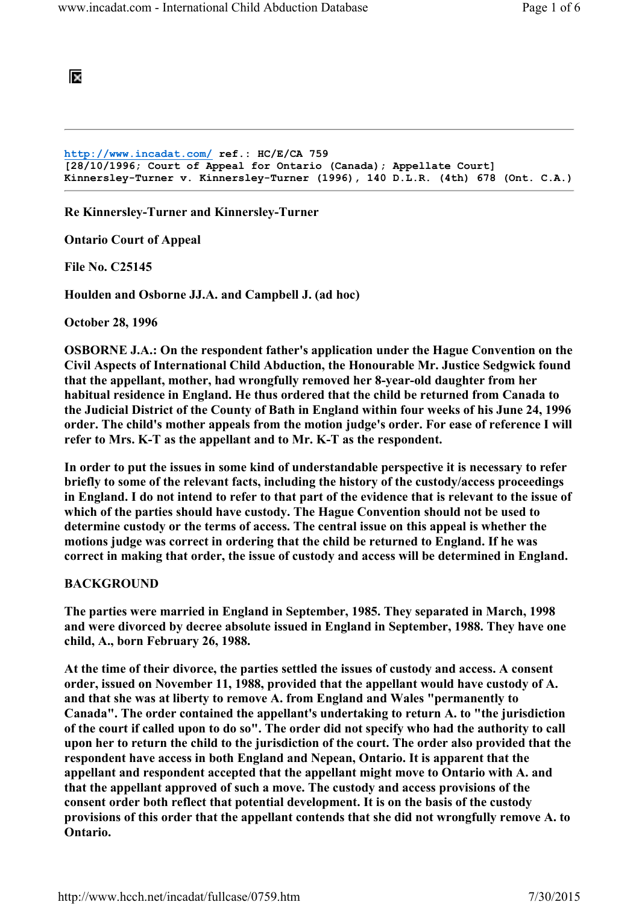http://www.incadat.com/ ref.: HC/E/CA 759
[28/10/1996; Court of Appeal for Ontario (Canada); Appellate Court]
Kinnersley-Turner v. Kinnersley-Turner (1996), 140 D.L.R. (4th) 678 (Ont. C.A.)

---

**Re Kinnersley-Turner and Kinnersley-Turner**

**Ontario Court of Appeal**

**File No. C25145**

**Houlden and Osborne JJ.A. and Campbell J. (ad hoc)**

**October 28, 1996**

**OSBORNE J.A.: On the respondent father's application under the Hague Convention on the Civil Aspects of International Child Abduction, the Honourable Mr. Justice Sedgwick found that the appellant, mother, had wrongfully removed her 8-year-old daughter from her habitual residence in England. He thus ordered that the child be returned from Canada to the Judicial District of the County of Bath in England within four weeks of his June 24, 1996 order. The child's mother appeals from the motion judge's order. For ease of reference I will refer to Mrs. K-T as the appellant and to Mr. K-T as the respondent.**

**In order to put the issues in some kind of understandable perspective it is necessary to refer briefly to some of the relevant facts, including the history of the custody/access proceedings in England. I do not intend to refer to that part of the evidence that is relevant to the issue of which of the parties should have custody. The Hague Convention should not be used to determine custody or the terms of access. The central issue on this appeal is whether the motions judge was correct in ordering that the child be returned to England. If he was correct in making that order, the issue of custody and access will be determined in England.**

## BACKGROUND

**The parties were married in England in September, 1985. They separated in March, 1998 and were divorced by decree absolute issued in England in September, 1988. They have one child, A., born February 26, 1988.**

**At the time of their divorce, the parties settled the issues of custody and access. A consent order, issued on November 11, 1988, provided that the appellant would have custody of A. and that she was at liberty to remove A. from England and Wales "permanently to Canada". The order contained the appellant's undertaking to return A. to "the jurisdiction of the court if called upon to do so". The order did not specify who had the authority to call upon her to return the child to the jurisdiction of the court. The order also provided that the respondent have access in both England and Nepean, Ontario. It is apparent that the appellant and respondent accepted that the appellant might move to Ontario with A. and that the appellant approved of such a move. The custody and access provisions of the consent order both reflect that potential development. It is on the basis of the custody provisions of this order that the appellant contends that she did not wrongfully remove A. to Ontario.**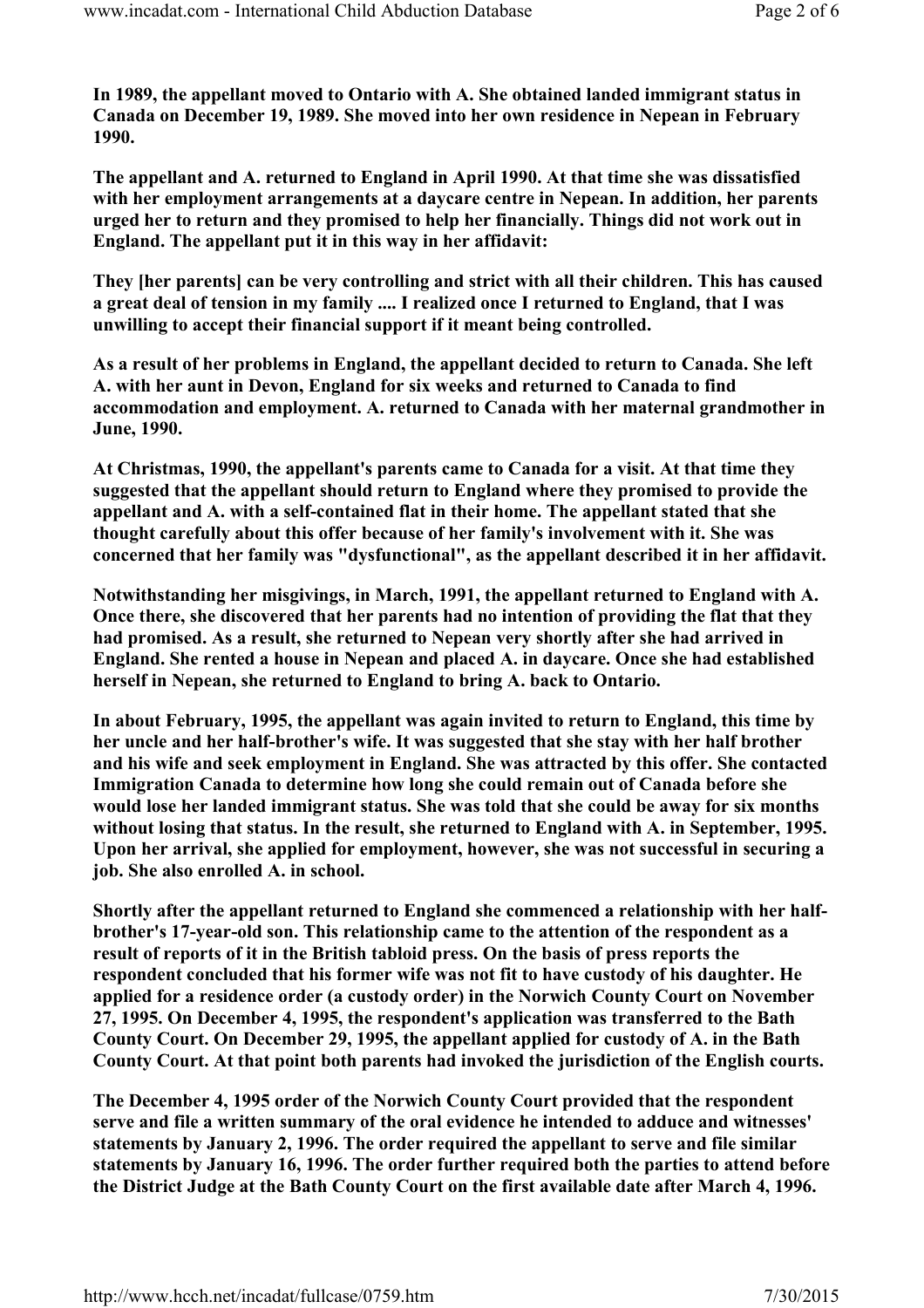In 1989, the appellant moved to Ontario with A. She obtained landed immigrant status in Canada on December 19, 1989. She moved into her own residence in Nepean in February 1990.

The appellant and A. returned to England in April 1990. At that time she was dissatisfied with her employment arrangements at a daycare centre in Nepean. In addition, her parents urged her to return and they promised to help her financially. Things did not work out in England. The appellant put it in this way in her affidavit:

They [her parents] can be very controlling and strict with all their children. This has caused a great deal of tension in my family .... I realized once I returned to England, that I was unwilling to accept their financial support if it meant being controlled.

As a result of her problems in England, the appellant decided to return to Canada. She left A. with her aunt in Devon, England for six weeks and returned to Canada to find accommodation and employment. A. returned to Canada with her maternal grandmother in June, 1990.

At Christmas, 1990, the appellant's parents came to Canada for a visit. At that time they suggested that the appellant should return to England where they promised to provide the appellant and A. with a self-contained flat in their home. The appellant stated that she thought carefully about this offer because of her family's involvement with it. She was concerned that her family was "dysfunctional", as the appellant described it in her affidavit.

Notwithstanding her misgivings, in March, 1991, the appellant returned to England with A. Once there, she discovered that her parents had no intention of providing the flat that they had promised. As a result, she returned to Nepean very shortly after she had arrived in England. She rented a house in Nepean and placed A. in daycare. Once she had established herself in Nepean, she returned to England to bring A. back to Ontario.

In about February, 1995, the appellant was again invited to return to England, this time by her uncle and her half-brother's wife. It was suggested that she stay with her half brother and his wife and seek employment in England. She was attracted by this offer. She contacted Immigration Canada to determine how long she could remain out of Canada before she would lose her landed immigrant status. She was told that she could be away for six months without losing that status. In the result, she returned to England with A. in September, 1995. Upon her arrival, she applied for employment, however, she was not successful in securing a job. She also enrolled A. in school.

Shortly after the appellant returned to England she commenced a relationship with her half-brother's 17-year-old son. This relationship came to the attention of the respondent as a result of reports of it in the British tabloid press. On the basis of press reports the respondent concluded that his former wife was not fit to have custody of his daughter. He applied for a residence order (a custody order) in the Norwich County Court on November 27, 1995. On December 4, 1995, the respondent's application was transferred to the Bath County Court. On December 29, 1995, the appellant applied for custody of A. in the Bath County Court. At that point both parents had invoked the jurisdiction of the English courts.

The December 4, 1995 order of the Norwich County Court provided that the respondent serve and file a written summary of the oral evidence he intended to adduce and witnesses' statements by January 2, 1996. The order required the appellant to serve and file similar statements by January 16, 1996. The order further required both the parties to attend before the District Judge at the Bath County Court on the first available date after March 4, 1996.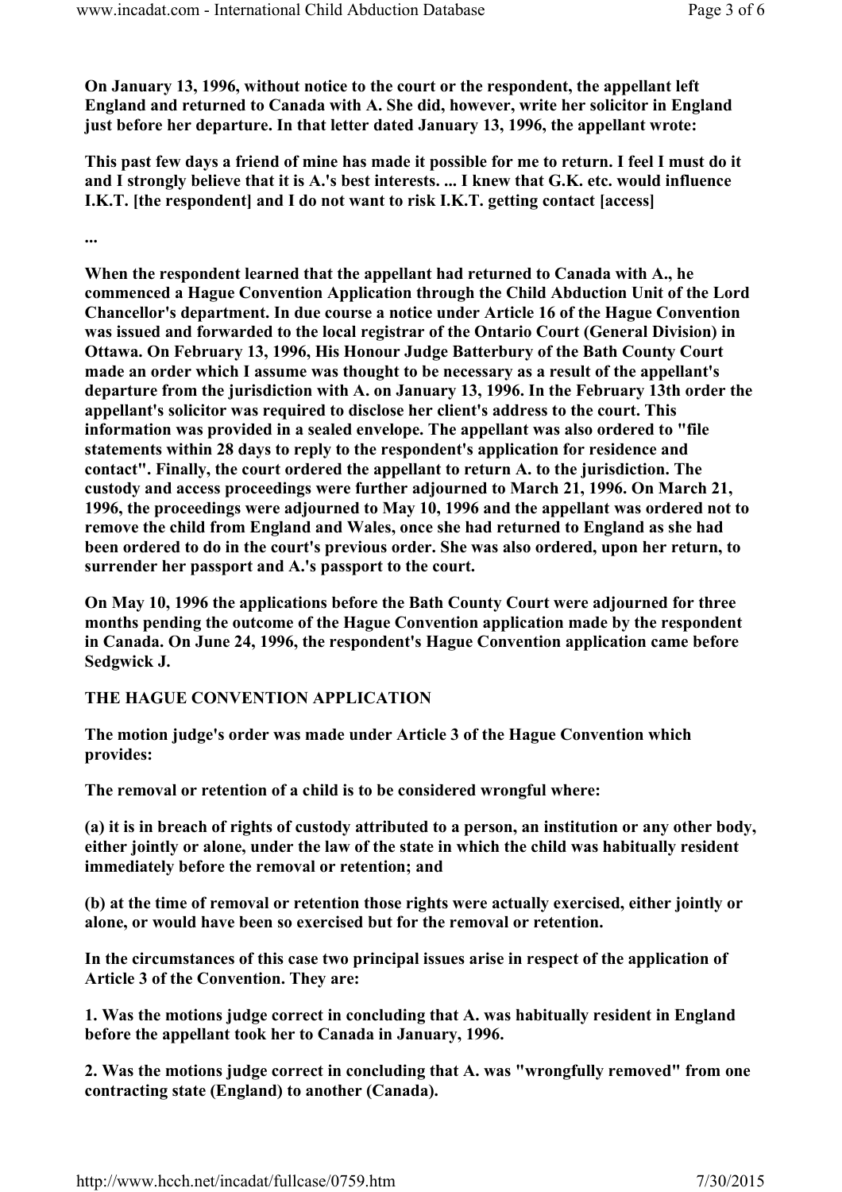**On January 13, 1996, without notice to the court or the respondent, the appellant left England and returned to Canada with A. She did, however, write her solicitor in England just before her departure. In that letter dated January 13, 1996, the appellant wrote:**

**This past few days a friend of mine has made it possible for me to return. I feel I must do it and I strongly believe that it is A.'s best interests. ... I knew that G.K. etc. would influence I.K.T. [the respondent] and I do not want to risk I.K.T. getting contact [access]**

**...**

**When the respondent learned that the appellant had returned to Canada with A., he commenced a Hague Convention Application through the Child Abduction Unit of the Lord Chancellor's department. In due course a notice under Article 16 of the Hague Convention was issued and forwarded to the local registrar of the Ontario Court (General Division) in Ottawa. On February 13, 1996, His Honour Judge Batterbury of the Bath County Court made an order which I assume was thought to be necessary as a result of the appellant's departure from the jurisdiction with A. on January 13, 1996. In the February 13th order the appellant's solicitor was required to disclose her client's address to the court. This information was provided in a sealed envelope. The appellant was also ordered to "file statements within 28 days to reply to the respondent's application for residence and contact". Finally, the court ordered the appellant to return A. to the jurisdiction. The custody and access proceedings were further adjourned to March 21, 1996. On March 21, 1996, the proceedings were adjourned to May 10, 1996 and the appellant was ordered not to remove the child from England and Wales, once she had returned to England as she had been ordered to do in the court's previous order. She was also ordered, upon her return, to surrender her passport and A.'s passport to the court.**

**On May 10, 1996 the applications before the Bath County Court were adjourned for three months pending the outcome of the Hague Convention application made by the respondent in Canada. On June 24, 1996, the respondent's Hague Convention application came before Sedgwick J.**

**THE HAGUE CONVENTION APPLICATION**

**The motion judge's order was made under Article 3 of the Hague Convention which provides:**

**The removal or retention of a child is to be considered wrongful where:**

**(a) it is in breach of rights of custody attributed to a person, an institution or any other body, either jointly or alone, under the law of the state in which the child was habitually resident immediately before the removal or retention; and**

**(b) at the time of removal or retention those rights were actually exercised, either jointly or alone, or would have been so exercised but for the removal or retention.**

**In the circumstances of this case two principal issues arise in respect of the application of Article 3 of the Convention. They are:**

**1. Was the motions judge correct in concluding that A. was habitually resident in England before the appellant took her to Canada in January, 1996.**

**2. Was the motions judge correct in concluding that A. was "wrongfully removed" from one contracting state (England) to another (Canada).**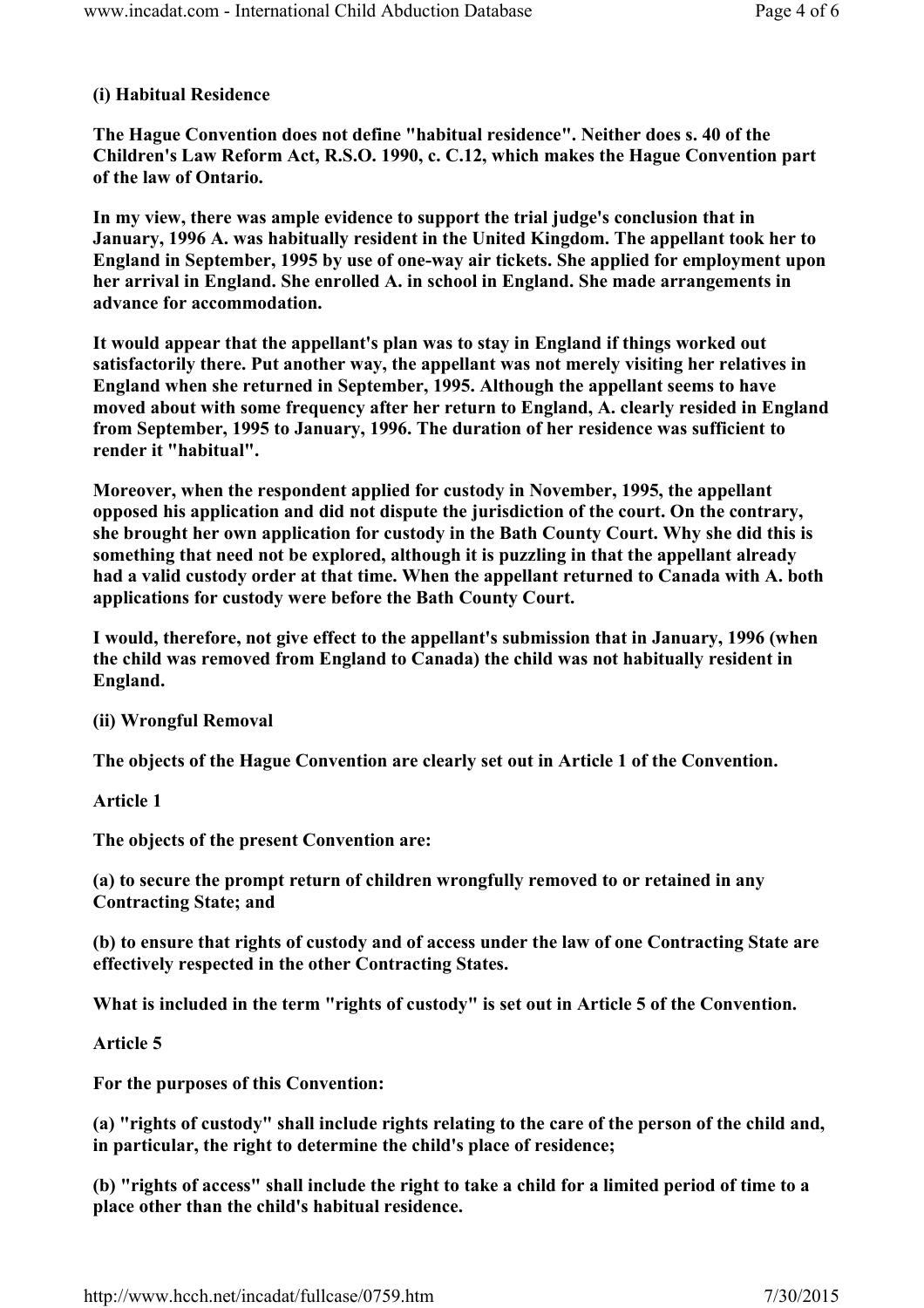**(i) Habitual Residence**

**The Hague Convention does not define "habitual residence". Neither does s. 40 of the Children's Law Reform Act, R.S.O. 1990, c. C.12, which makes the Hague Convention part of the law of Ontario.**

**In my view, there was ample evidence to support the trial judge's conclusion that in January, 1996 A. was habitually resident in the United Kingdom. The appellant took her to England in September, 1995 by use of one-way air tickets. She applied for employment upon her arrival in England. She enrolled A. in school in England. She made arrangements in advance for accommodation.**

**It would appear that the appellant's plan was to stay in England if things worked out satisfactorily there. Put another way, the appellant was not merely visiting her relatives in England when she returned in September, 1995. Although the appellant seems to have moved about with some frequency after her return to England, A. clearly resided in England from September, 1995 to January, 1996. The duration of her residence was sufficient to render it "habitual".**

**Moreover, when the respondent applied for custody in November, 1995, the appellant opposed his application and did not dispute the jurisdiction of the court. On the contrary, she brought her own application for custody in the Bath County Court. Why she did this is something that need not be explored, although it is puzzling in that the appellant already had a valid custody order at that time. When the appellant returned to Canada with A. both applications for custody were before the Bath County Court.**

**I would, therefore, not give effect to the appellant's submission that in January, 1996 (when the child was removed from England to Canada) the child was not habitually resident in England.**

**(ii) Wrongful Removal**

**The objects of the Hague Convention are clearly set out in Article 1 of the Convention.**

**Article 1**

**The objects of the present Convention are:**

**(a) to secure the prompt return of children wrongfully removed to or retained in any Contracting State; and**

**(b) to ensure that rights of custody and of access under the law of one Contracting State are effectively respected in the other Contracting States.**

**What is included in the term "rights of custody" is set out in Article 5 of the Convention.**

**Article 5**

**For the purposes of this Convention:**

**(a) "rights of custody" shall include rights relating to the care of the person of the child and, in particular, the right to determine the child's place of residence;**

**(b) "rights of access" shall include the right to take a child for a limited period of time to a place other than the child's habitual residence.**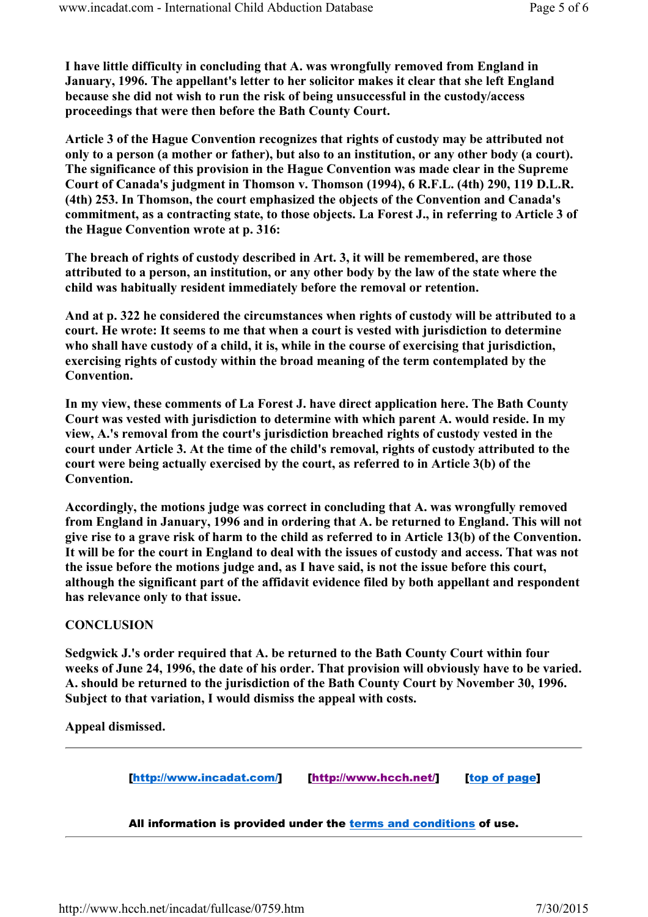I have little difficulty in concluding that A. was wrongfully removed from England in January, 1996. The appellant's letter to her solicitor makes it clear that she left England because she did not wish to run the risk of being unsuccessful in the custody/access proceedings that were then before the Bath County Court.

Article 3 of the Hague Convention recognizes that rights of custody may be attributed not only to a person (a mother or father), but also to an institution, or any other body (a court). The significance of this provision in the Hague Convention was made clear in the Supreme Court of Canada's judgment in Thomson v. Thomson (1994), 6 R.F.L. (4th) 290, 119 D.L.R. (4th) 253. In Thomson, the court emphasized the objects of the Convention and Canada's commitment, as a contracting state, to those objects. La Forest J., in referring to Article 3 of the Hague Convention wrote at p. 316:

The breach of rights of custody described in Art. 3, it will be remembered, are those attributed to a person, an institution, or any other body by the law of the state where the child was habitually resident immediately before the removal or retention.

And at p. 322 he considered the circumstances when rights of custody will be attributed to a court. He wrote: It seems to me that when a court is vested with jurisdiction to determine who shall have custody of a child, it is, while in the course of exercising that jurisdiction, exercising rights of custody within the broad meaning of the term contemplated by the Convention.

In my view, these comments of La Forest J. have direct application here. The Bath County Court was vested with jurisdiction to determine with which parent A. would reside. In my view, A.'s removal from the court's jurisdiction breached rights of custody vested in the court under Article 3. At the time of the child's removal, rights of custody attributed to the court were being actually exercised by the court, as referred to in Article 3(b) of the Convention.

Accordingly, the motions judge was correct in concluding that A. was wrongfully removed from England in January, 1996 and in ordering that A. be returned to England. This will not give rise to a grave risk of harm to the child as referred to in Article 13(b) of the Convention. It will be for the court in England to deal with the issues of custody and access. That was not the issue before the motions judge and, as I have said, is not the issue before this court, although the significant part of the affidavit evidence filed by both appellant and respondent has relevance only to that issue.

## CONCLUSION

Sedgwick J.'s order required that A. be returned to the Bath County Court within four weeks of June 24, 1996, the date of his order. That provision will obviously have to be varied. A. should be returned to the jurisdiction of the Bath County Court by November 30, 1996. Subject to that variation, I would dismiss the appeal with costs.

Appeal dismissed.

---

[http://www.incadat.com/] [http://www.hcch.net/] [top of page]

All information is provided under the terms and conditions of use.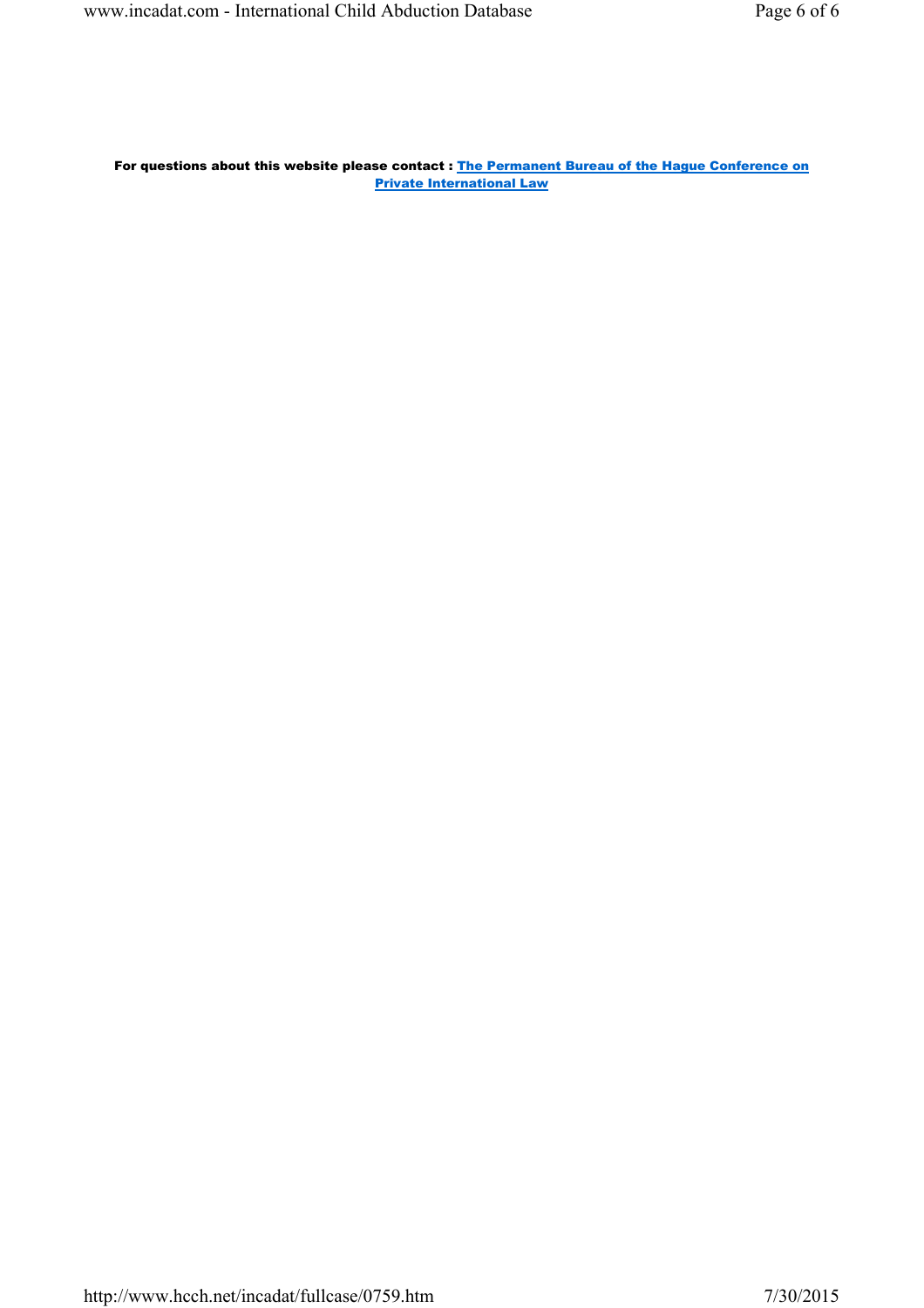**For questions about this website please contact : [The Permanent Bureau of the Hague Conference on Private International Law]()**